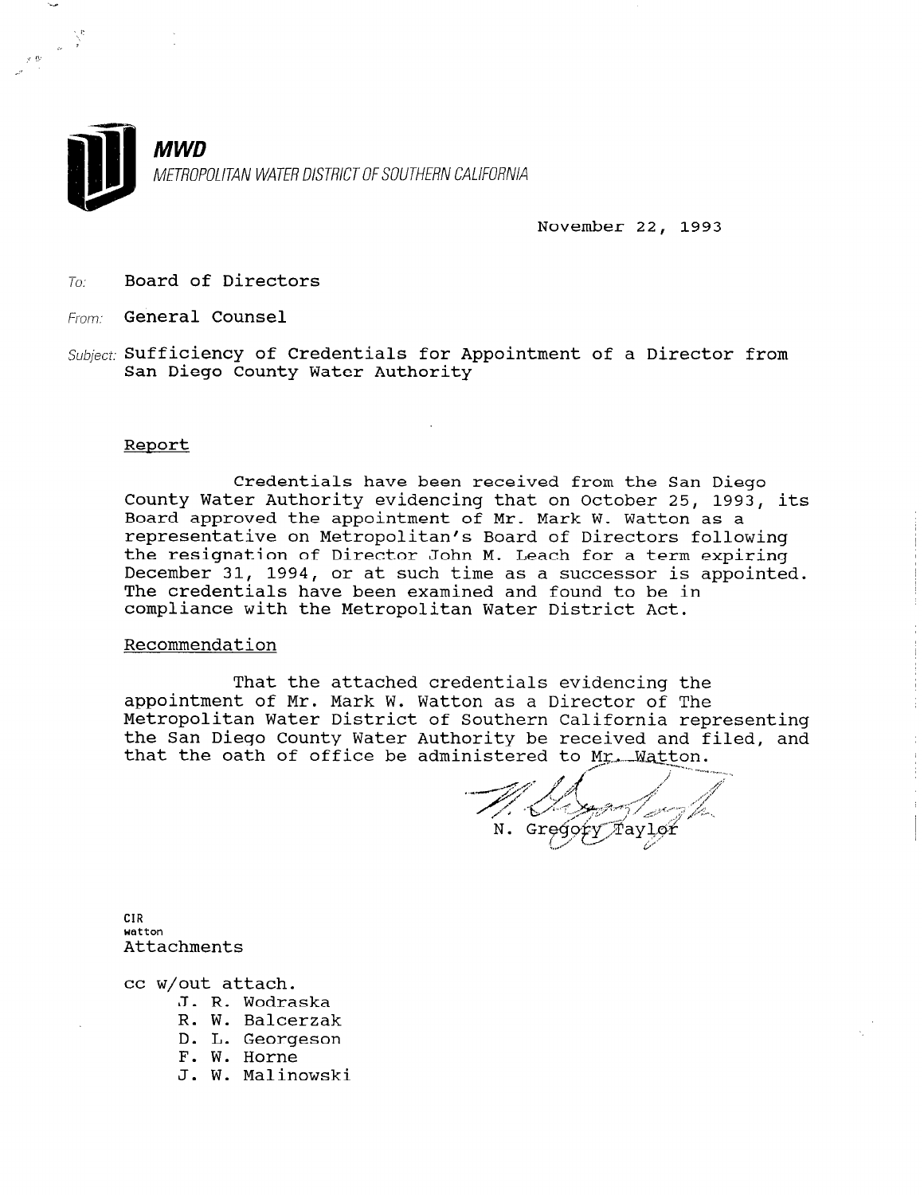**MWD**
*METROPOLITAN WATER DISTRICT OF SOUTHERN CALIFORNIA*

November 22, 1993

To: Board of Directors

From: General Counsel

Subject: Sufficiency of Credentials for Appointment of a Director from San Diego County Water Authority

Report

Credentials have been received from the San Diego County Water Authority evidencing that on October 25, 1993, its Board approved the appointment of Mr. Mark W. Watton as a representative on Metropolitan's Board of Directors following the resignation of Director John M. Leach for a term expiring December 31, 1994, or at such time as a successor is appointed. The credentials have been examined and found to be in compliance with the Metropolitan Water District Act.

Recommendation

That the attached credentials evidencing the appointment of Mr. Mark W. Watton as a Director of The Metropolitan Water District of Southern California representing the San Diego County Water Authority be received and filed, and that the oath of office be administered to Mr. Watton.

N. Gregory Taylor

CIR
watton
Attachments

cc w/out attach.
- J. R. Wodraska
- R. W. Balcerzak
- D. L. Georgeson
- F. W. Horne
- J. W. Malinowski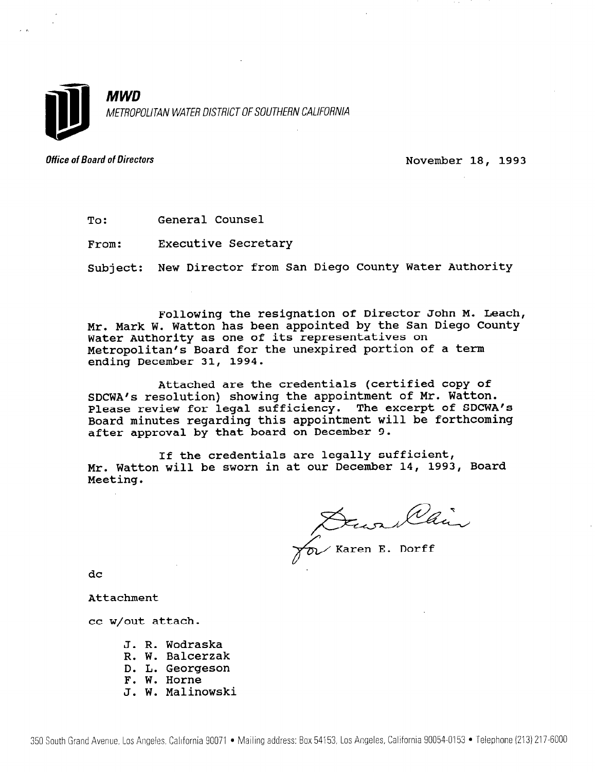**MWD**

*METROPOLITAN WATER DISTRICT OF SOUTHERN CALIFORNIA*

***Office of Board of Directors***

November 18, 1993

To: General Counsel

From: Executive Secretary

Subject: New Director from San Diego County Water Authority

Following the resignation of Director John M. Leach, Mr. Mark W. Watton has been appointed by the San Diego County Water Authority as one of its representatives on Metropolitan's Board for the unexpired portion of a term ending December 31, 1994.

Attached are the credentials (certified copy of SDCWA's resolution) showing the appointment of Mr. Watton. Please review for legal sufficiency. The excerpt of SDCWA's Board minutes regarding this appointment will be forthcoming after approval by that board on December 9.

If the credentials are legally sufficient, Mr. Watton will be sworn in at our December 14, 1993, Board Meeting.

for Karen E. Dorff

dc

Attachment

cc w/out attach.

J. R. Wodraska
R. W. Balcerzak
D. L. Georgeson
F. W. Horne
J. W. Malinowski

350 South Grand Avenue, Los Angeles, California 90071 • Mailing address: Box 54153, Los Angeles, California 90054-0153 • Telephone (213) 217-6000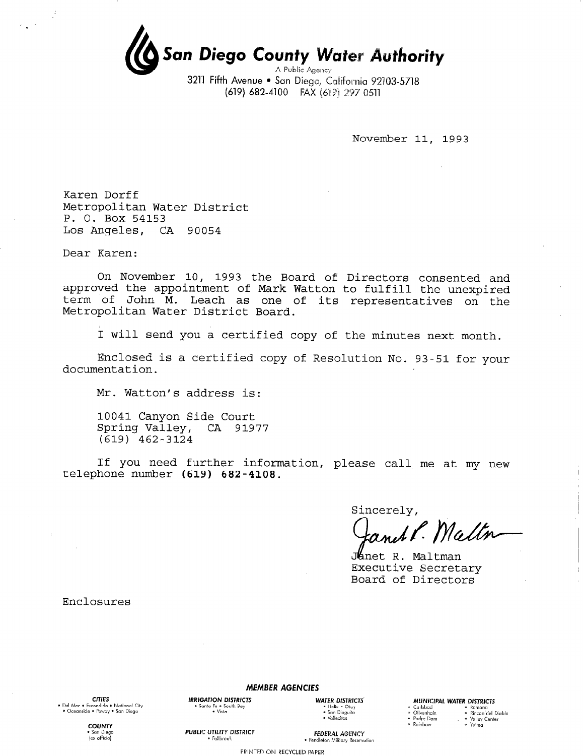# San Diego County Water Authority

A Public Agency

3211 Fifth Avenue • San Diego, California 92103-5718

(619) 682-4100 FAX (619) 297-0511

November 11, 1993

Karen Dorff
Metropolitan Water District
P. O. Box 54153
Los Angeles, CA 90054

Dear Karen:

On November 10, 1993 the Board of Directors consented and approved the appointment of Mark Watton to fulfill the unexpired term of John M. Leach as one of its representatives on the Metropolitan Water District Board.

I will send you a certified copy of the minutes next month.

Enclosed is a certified copy of Resolution No. 93-51 for your documentation.

Mr. Watton's address is:

10041 Canyon Side Court
Spring Valley, CA 91977
(619) 462-3124

If you need further information, please call me at my new telephone number **(619) 682-4108**.

Sincerely,

Janet R. Maltman
Executive Secretary
Board of Directors

Enclosures

**MEMBER AGENCIES**

**CITIES**
• Del Mar • Escondido • National City
• Oceanside • Poway • San Diego

**COUNTY**
• San Diego
(ex officio)

**IRRIGATION DISTRICTS**
• Santa Fe • South Bay
• Vista

**PUBLIC UTILITY DISTRICT**
• Fallbrook

**WATER DISTRICTS**
• Helix • Otay
• San Dieguito
• Vallecitos

**FEDERAL AGENCY**
• Pendleton Military Reservation

**MUNICIPAL WATER DISTRICTS**
• Carlsbad • Ramona
• Olivenhain • Rincon del Diablo
• Padre Dam • Valley Center
• Rainbow • Yuima

PRINTED ON RECYCLED PAPER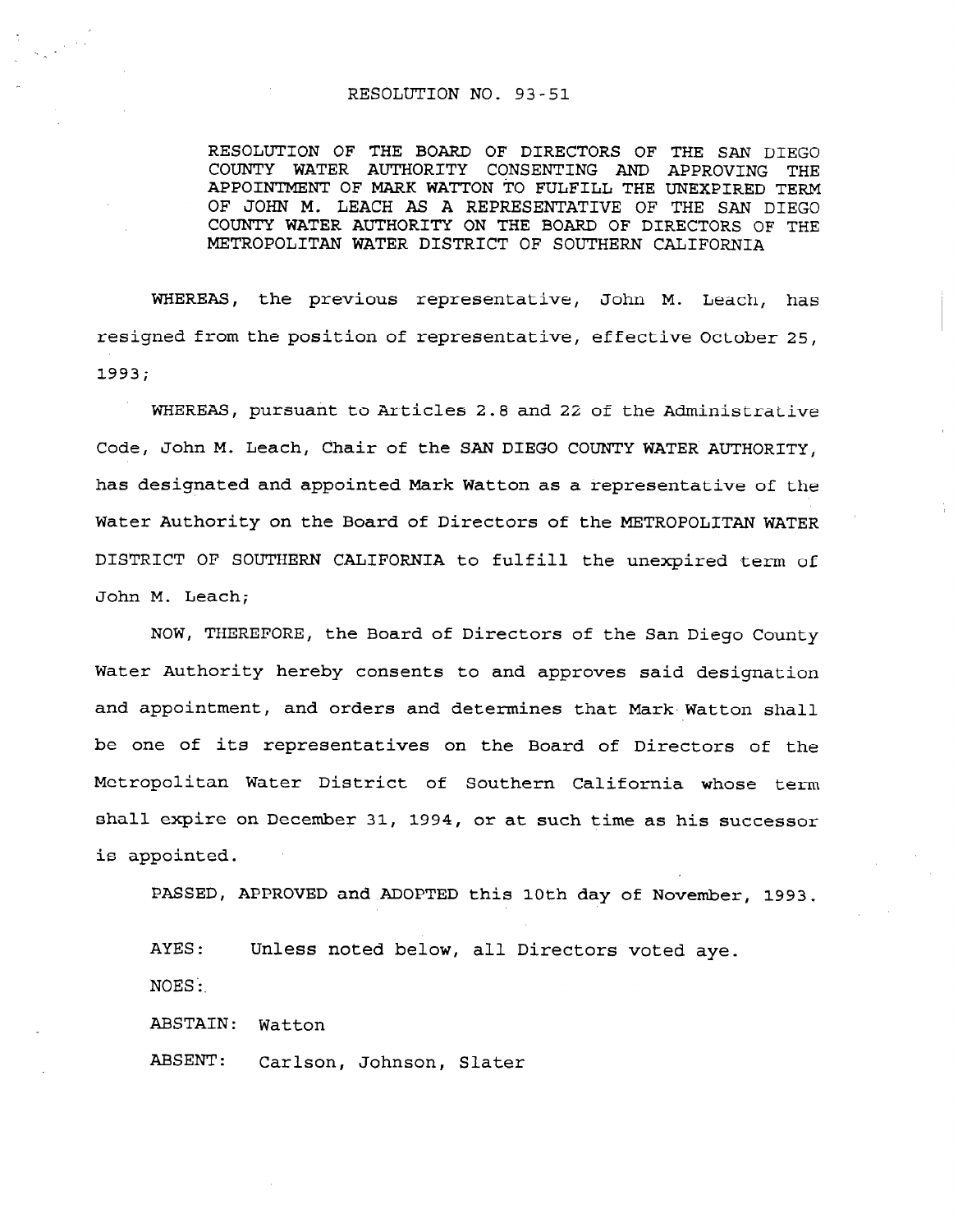# RESOLUTION NO. 93-51

RESOLUTION OF THE BOARD OF DIRECTORS OF THE SAN DIEGO COUNTY WATER AUTHORITY CONSENTING AND APPROVING THE APPOINTMENT OF MARK WATTON TO FULFILL THE UNEXPIRED TERM OF JOHN M. LEACH AS A REPRESENTATIVE OF THE SAN DIEGO COUNTY WATER AUTHORITY ON THE BOARD OF DIRECTORS OF THE METROPOLITAN WATER DISTRICT OF SOUTHERN CALIFORNIA

WHEREAS, the previous representative, John M. Leach, has resigned from the position of representative, effective October 25, 1993;

WHEREAS, pursuant to Articles 2.8 and 22 of the Administrative Code, John M. Leach, Chair of the SAN DIEGO COUNTY WATER AUTHORITY, has designated and appointed Mark Watton as a representative of the Water Authority on the Board of Directors of the METROPOLITAN WATER DISTRICT OF SOUTHERN CALIFORNIA to fulfill the unexpired term of John M. Leach;

NOW, THEREFORE, the Board of Directors of the San Diego County Water Authority hereby consents to and approves said designation and appointment, and orders and determines that Mark Watton shall be one of its representatives on the Board of Directors of the Metropolitan Water District of Southern California whose term shall expire on December 31, 1994, or at such time as his successor is appointed.

PASSED, APPROVED and ADOPTED this 10th day of November, 1993.

AYES: Unless noted below, all Directors voted aye.

NOES:

ABSTAIN: Watton

ABSENT: Carlson, Johnson, Slater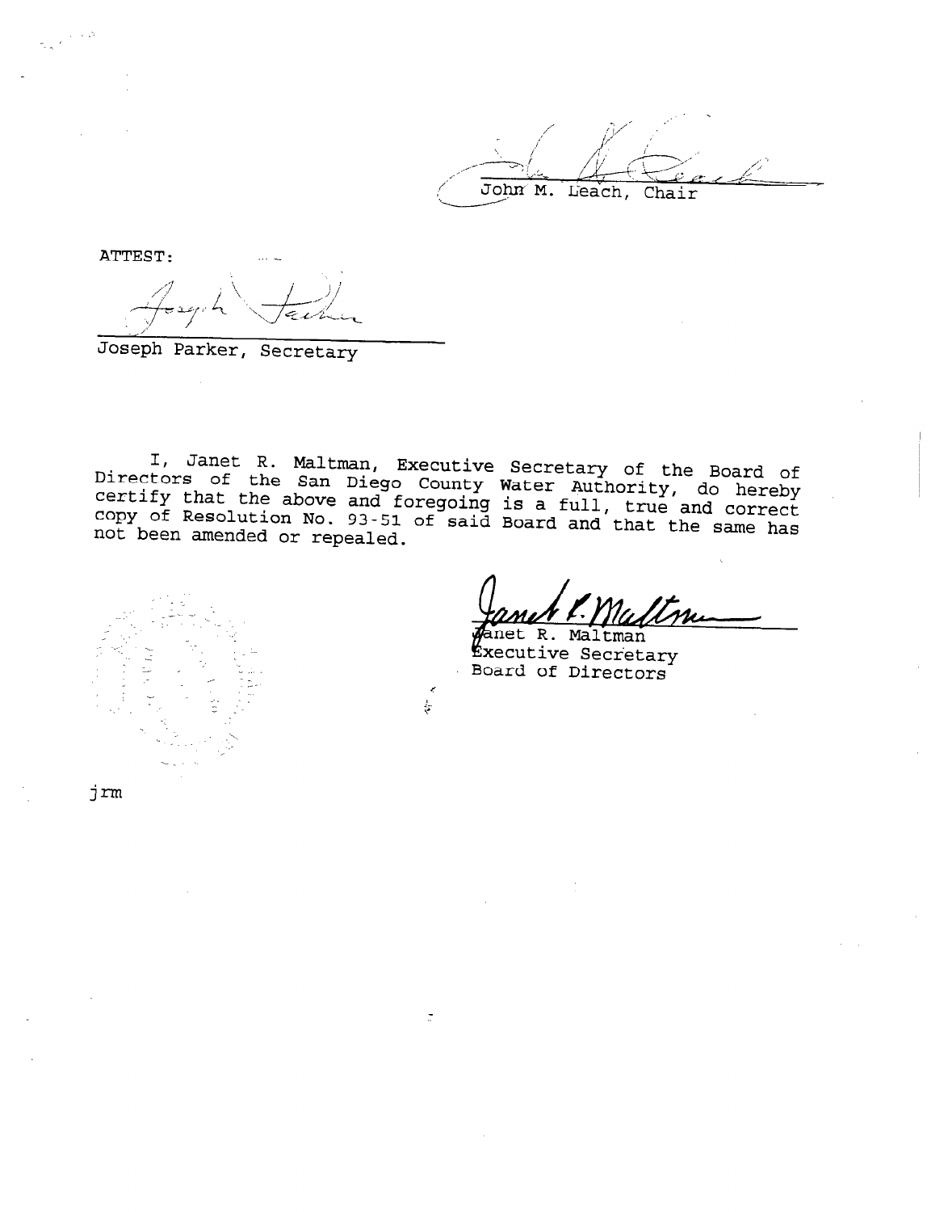John M. Leach, Chair

ATTEST:

Joseph Parker, Secretary

I, Janet R. Maltman, Executive Secretary of the Board of Directors of the San Diego County Water Authority, do hereby certify that the above and foregoing is a full, true and correct copy of Resolution No. 93-51 of said Board and that the same has not been amended or repealed.

Janet R. Maltman
Executive Secretary
Board of Directors

jrm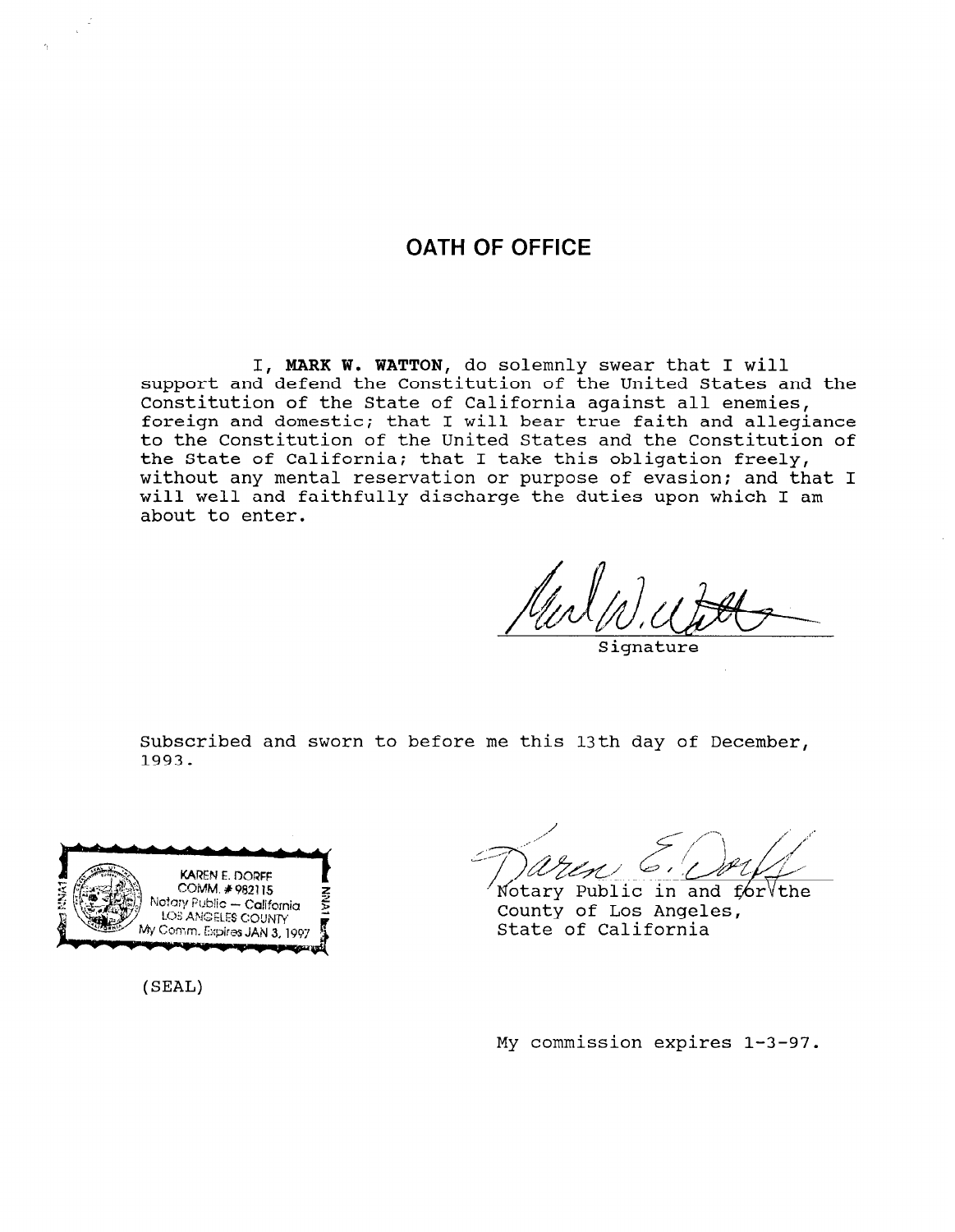# OATH OF OFFICE

I, **MARK W. WATTON**, do solemnly swear that I will support and defend the Constitution of the United States and the Constitution of the State of California against all enemies, foreign and domestic; that I will bear true faith and allegiance to the Constitution of the United States and the Constitution of the State of California; that I take this obligation freely, without any mental reservation or purpose of evasion; and that I will well and faithfully discharge the duties upon which I am about to enter.

Signature

Subscribed and sworn to before me this 13th day of December, 1993.

KAREN E. DORFF
COMM. # 982115
Notary Public — California
LOS ANGELES COUNTY
My Comm. Expires JAN 3, 1997

(SEAL)

Notary Public in and for the County of Los Angeles, State of California

My commission expires 1-3-97.